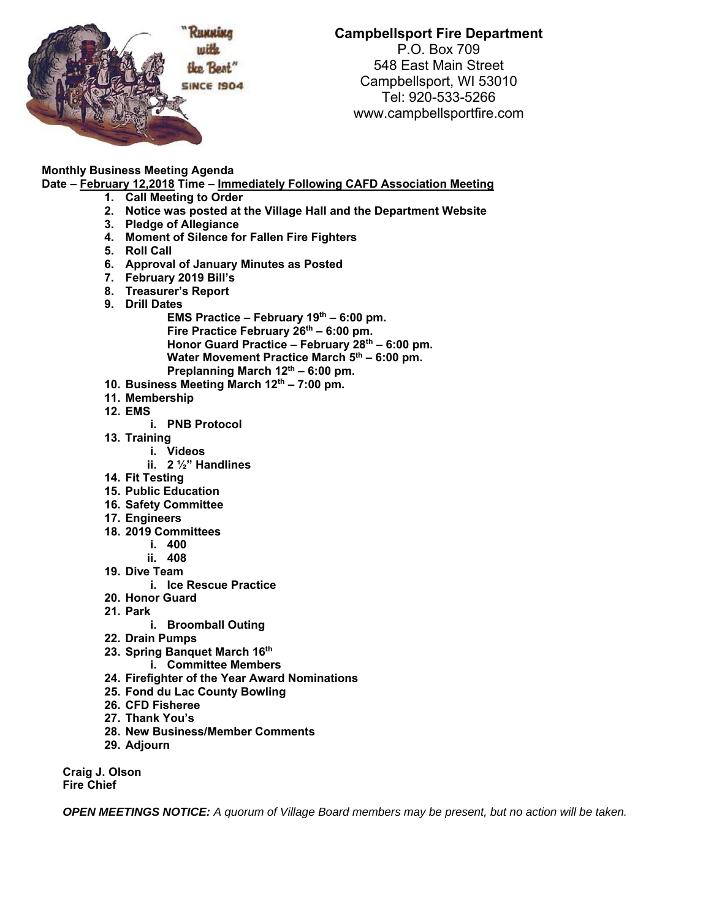**Campbellsport Fire Department**
P.O. Box 709
548 East Main Street
Campbellsport, WI 53010
Tel: 920-533-5266
www.campbellsportfire.com

**Monthly Business Meeting Agenda**
**Date – February 12,2018 Time – Immediately Following CAFD Association Meeting**

1. **Call Meeting to Order**
2. **Notice was posted at the Village Hall and the Department Website**
3. **Pledge of Allegiance**
4. **Moment of Silence for Fallen Fire Fighters**
5. **Roll Call**
6. **Approval of January Minutes as Posted**
7. **February 2019 Bill's**
8. **Treasurer's Report**
9. **Drill Dates**
   - **EMS Practice – February 19th – 6:00 pm.**
   - **Fire Practice February 26th – 6:00 pm.**
   - **Honor Guard Practice – February 28th – 6:00 pm.**
   - **Water Movement Practice March 5th – 6:00 pm.**
   - **Preplanning March 12th – 6:00 pm.**
10. **Business Meeting March 12th – 7:00 pm.**
11. **Membership**
12. **EMS**
    - i. **PNB Protocol**
13. **Training**
    - i. **Videos**
    - ii. **2 ½" Handlines**
14. **Fit Testing**
15. **Public Education**
16. **Safety Committee**
17. **Engineers**
18. **2019 Committees**
    - i. **400**
    - ii. **408**
19. **Dive Team**
    - i. **Ice Rescue Practice**
20. **Honor Guard**
21. **Park**
    - i. **Broomball Outing**
22. **Drain Pumps**
23. **Spring Banquet March 16th**
    - i. **Committee Members**
24. **Firefighter of the Year Award Nominations**
25. **Fond du Lac County Bowling**
26. **CFD Fisheree**
27. **Thank You's**
28. **New Business/Member Comments**
29. **Adjourn**

**Craig J. Olson**
**Fire Chief**

***OPEN MEETINGS NOTICE:*** *A quorum of Village Board members may be present, but no action will be taken.*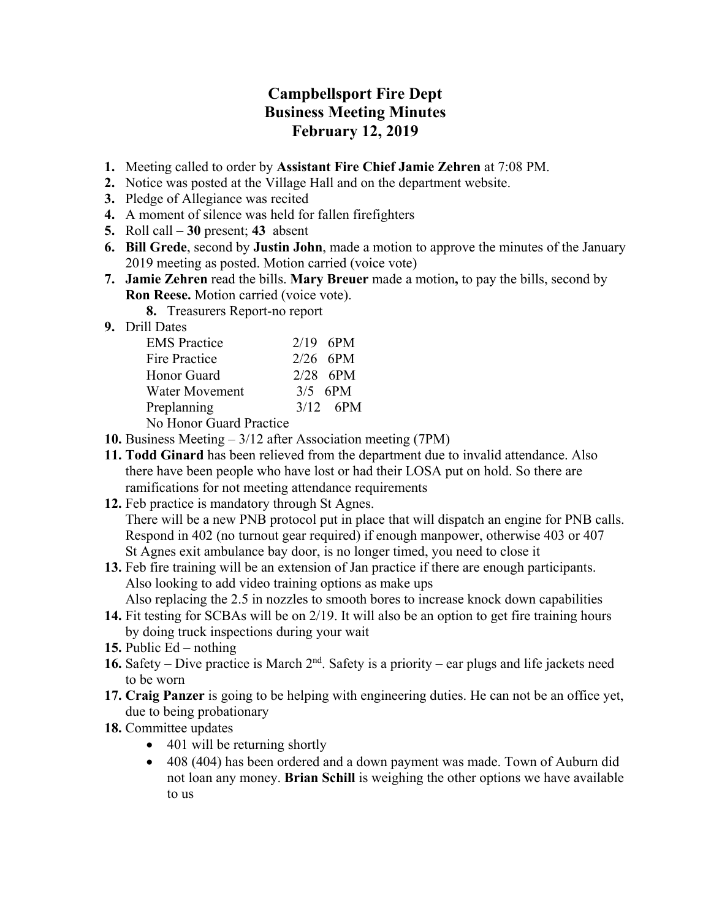# Campbellsport Fire Dept
# Business Meeting Minutes
# February 12, 2019

1. Meeting called to order by **Assistant Fire Chief Jamie Zehren** at 7:08 PM.
2. Notice was posted at the Village Hall and on the department website.
3. Pledge of Allegiance was recited
4. A moment of silence was held for fallen firefighters
5. Roll call – **30** present; **43** absent
6. **Bill Grede**, second by **Justin John**, made a motion to approve the minutes of the January 2019 meeting as posted. Motion carried (voice vote)
7. **Jamie Zehren** read the bills. **Mary Breuer** made a motion**,** to pay the bills, second by **Ron Reese.** Motion carried (voice vote).
   8. Treasurers Report-no report
9. Drill Dates

   | | | |
   |---|---|---|
   | EMS Practice | 2/19 | 6PM |
   | Fire Practice | 2/26 | 6PM |
   | Honor Guard | 2/28 | 6PM |
   | Water Movement | 3/5 | 6PM |
   | Preplanning | 3/12 | 6PM |

   No Honor Guard Practice
10. Business Meeting – 3/12 after Association meeting (7PM)
11. **Todd Ginard** has been relieved from the department due to invalid attendance. Also there have been people who have lost or had their LOSA put on hold. So there are ramifications for not meeting attendance requirements
12. Feb practice is mandatory through St Agnes.
    There will be a new PNB protocol put in place that will dispatch an engine for PNB calls. Respond in 402 (no turnout gear required) if enough manpower, otherwise 403 or 407
    St Agnes exit ambulance bay door, is no longer timed, you need to close it
13. Feb fire training will be an extension of Jan practice if there are enough participants. Also looking to add video training options as make ups
    Also replacing the 2.5 in nozzles to smooth bores to increase knock down capabilities
14. Fit testing for SCBAs will be on 2/19. It will also be an option to get fire training hours by doing truck inspections during your wait
15. Public Ed – nothing
16. Safety – Dive practice is March 2nd. Safety is a priority – ear plugs and life jackets need to be worn
17. **Craig Panzer** is going to be helping with engineering duties. He can not be an office yet, due to being probationary
18. Committee updates
    - 401 will be returning shortly
    - 408 (404) has been ordered and a down payment was made. Town of Auburn did not loan any money. **Brian Schill** is weighing the other options we have available to us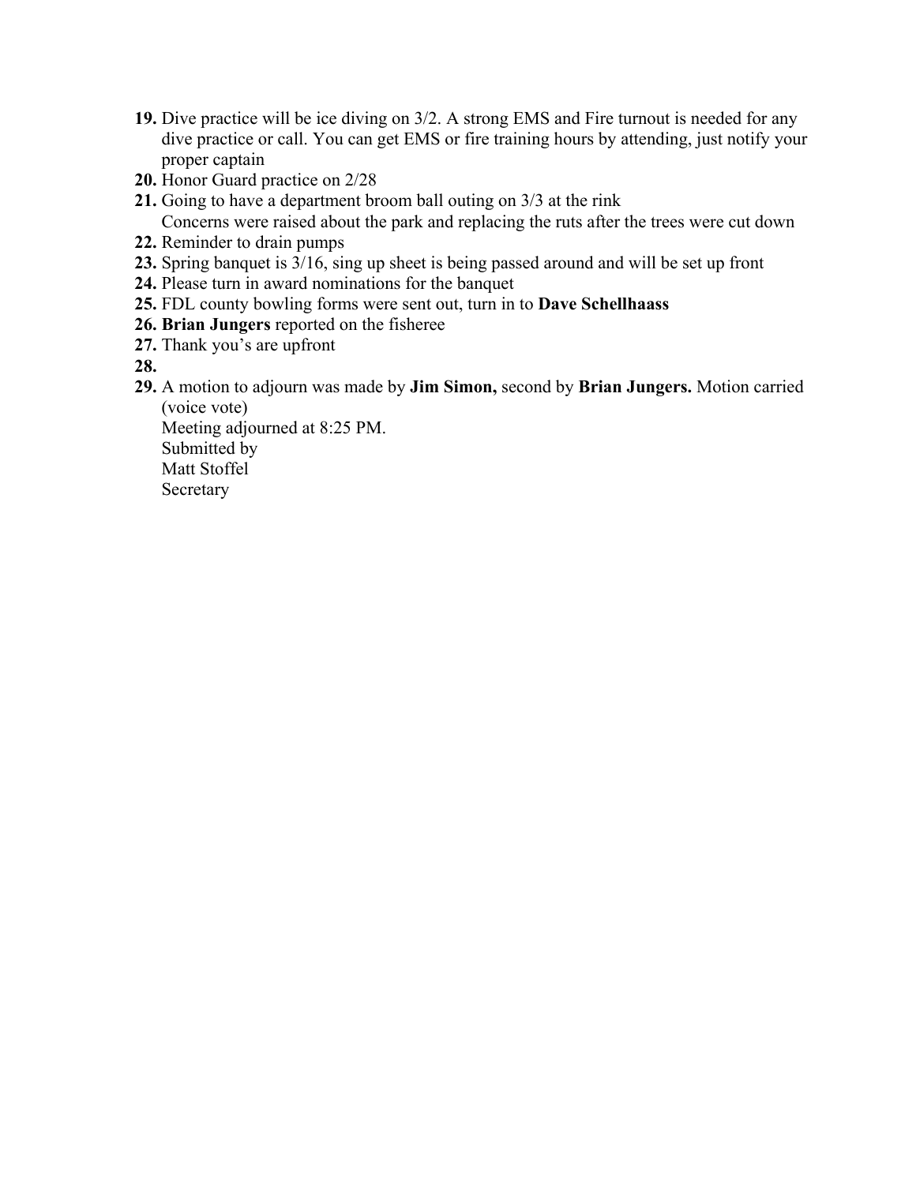**19.** Dive practice will be ice diving on 3/2. A strong EMS and Fire turnout is needed for any dive practice or call. You can get EMS or fire training hours by attending, just notify your proper captain

**20.** Honor Guard practice on 2/28

**21.** Going to have a department broom ball outing on 3/3 at the rink

Concerns were raised about the park and replacing the ruts after the trees were cut down

**22.** Reminder to drain pumps

**23.** Spring banquet is 3/16, sing up sheet is being passed around and will be set up front

**24.** Please turn in award nominations for the banquet

**25.** FDL county bowling forms were sent out, turn in to **Dave Schellhaass**

**26.** **Brian Jungers** reported on the fisheree

**27.** Thank you's are upfront

**28.**

**29.** A motion to adjourn was made by **Jim Simon,** second by **Brian Jungers.** Motion carried (voice vote)

Meeting adjourned at 8:25 PM.

Submitted by

Matt Stoffel

Secretary